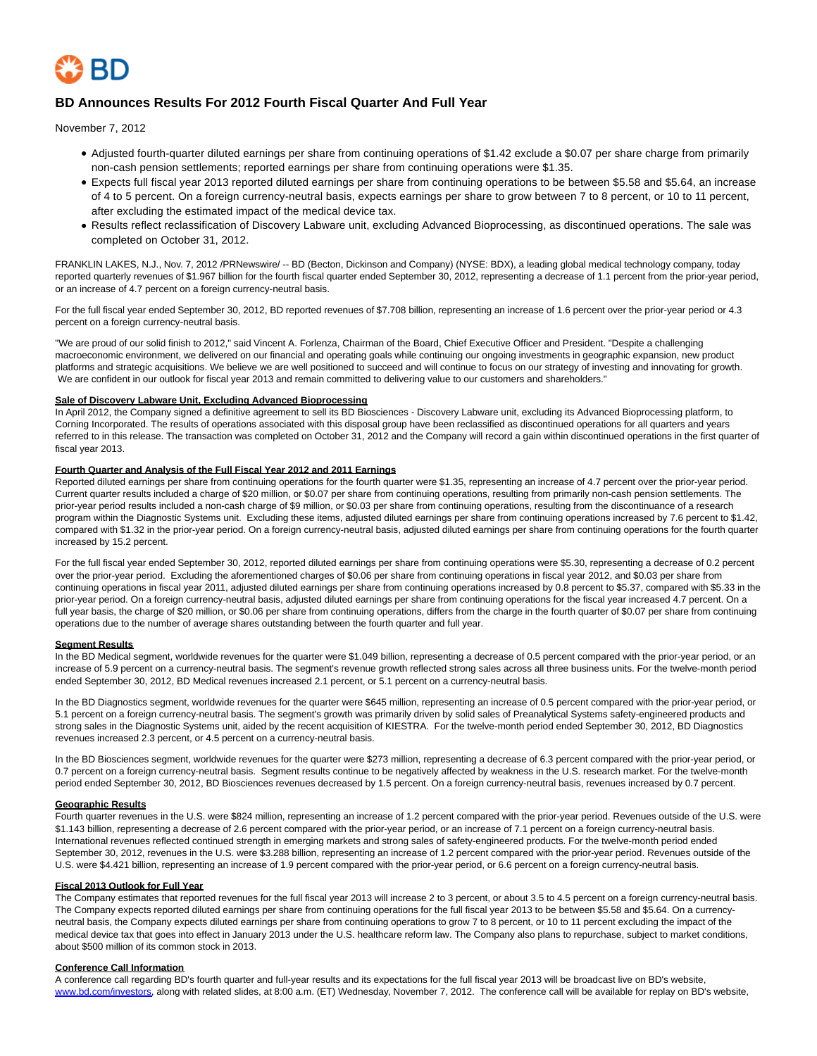# BD Announces Results For 2012 Fourth Fiscal Quarter And Full Year

November 7, 2012

- Adjusted fourth-quarter diluted earnings per share from continuing operations of $1.42 exclude a $0.07 per share charge from primarily non-cash pension settlements; reported earnings per share from continuing operations were $1.35.
- Expects full fiscal year 2013 reported diluted earnings per share from continuing operations to be between $5.58 and $5.64, an increase of 4 to 5 percent. On a foreign currency-neutral basis, expects earnings per share to grow between 7 to 8 percent, or 10 to 11 percent, after excluding the estimated impact of the medical device tax.
- Results reflect reclassification of Discovery Labware unit, excluding Advanced Bioprocessing, as discontinued operations. The sale was completed on October 31, 2012.

FRANKLIN LAKES, N.J., Nov. 7, 2012 /PRNewswire/ -- BD (Becton, Dickinson and Company) (NYSE: BDX), a leading global medical technology company, today reported quarterly revenues of $1.967 billion for the fourth fiscal quarter ended September 30, 2012, representing a decrease of 1.1 percent from the prior-year period, or an increase of 4.7 percent on a foreign currency-neutral basis.

For the full fiscal year ended September 30, 2012, BD reported revenues of $7.708 billion, representing an increase of 1.6 percent over the prior-year period or 4.3 percent on a foreign currency-neutral basis.

"We are proud of our solid finish to 2012," said Vincent A. Forlenza, Chairman of the Board, Chief Executive Officer and President. "Despite a challenging macroeconomic environment, we delivered on our financial and operating goals while continuing our ongoing investments in geographic expansion, new product platforms and strategic acquisitions. We believe we are well positioned to succeed and will continue to focus on our strategy of investing and innovating for growth. We are confident in our outlook for fiscal year 2013 and remain committed to delivering value to our customers and shareholders."

**Sale of Discovery Labware Unit, Excluding Advanced Bioprocessing**

In April 2012, the Company signed a definitive agreement to sell its BD Biosciences - Discovery Labware unit, excluding its Advanced Bioprocessing platform, to Corning Incorporated. The results of operations associated with this disposal group have been reclassified as discontinued operations for all quarters and years referred to in this release. The transaction was completed on October 31, 2012 and the Company will record a gain within discontinued operations in the first quarter of fiscal year 2013.

**Fourth Quarter and Analysis of the Full Fiscal Year 2012 and 2011 Earnings**

Reported diluted earnings per share from continuing operations for the fourth quarter were $1.35, representing an increase of 4.7 percent over the prior-year period. Current quarter results included a charge of $20 million, or $0.07 per share from continuing operations, resulting from primarily non-cash pension settlements. The prior-year period results included a non-cash charge of $9 million, or $0.03 per share from continuing operations, resulting from the discontinuance of a research program within the Diagnostic Systems unit. Excluding these items, adjusted diluted earnings per share from continuing operations increased by 7.6 percent to $1.42, compared with $1.32 in the prior-year period. On a foreign currency-neutral basis, adjusted diluted earnings per share from continuing operations for the fourth quarter increased by 15.2 percent.

For the full fiscal year ended September 30, 2012, reported diluted earnings per share from continuing operations were $5.30, representing a decrease of 0.2 percent over the prior-year period. Excluding the aforementioned charges of $0.06 per share from continuing operations in fiscal year 2012, and $0.03 per share from continuing operations in fiscal year 2011, adjusted diluted earnings per share from continuing operations increased by 0.8 percent to $5.37, compared with $5.33 in the prior-year period. On a foreign currency-neutral basis, adjusted diluted earnings per share from continuing operations for the fiscal year increased 4.7 percent. On a full year basis, the charge of $20 million, or $0.06 per share from continuing operations, differs from the charge in the fourth quarter of $0.07 per share from continuing operations due to the number of average shares outstanding between the fourth quarter and full year.

**Segment Results**

In the BD Medical segment, worldwide revenues for the quarter were $1.049 billion, representing a decrease of 0.5 percent compared with the prior-year period, or an increase of 5.9 percent on a currency-neutral basis. The segment's revenue growth reflected strong sales across all three business units. For the twelve-month period ended September 30, 2012, BD Medical revenues increased 2.1 percent, or 5.1 percent on a currency-neutral basis.

In the BD Diagnostics segment, worldwide revenues for the quarter were $645 million, representing an increase of 0.5 percent compared with the prior-year period, or 5.1 percent on a foreign currency-neutral basis. The segment's growth was primarily driven by solid sales of Preanalytical Systems safety-engineered products and strong sales in the Diagnostic Systems unit, aided by the recent acquisition of KIESTRA. For the twelve-month period ended September 30, 2012, BD Diagnostics revenues increased 2.3 percent, or 4.5 percent on a currency-neutral basis.

In the BD Biosciences segment, worldwide revenues for the quarter were $273 million, representing a decrease of 6.3 percent compared with the prior-year period, or 0.7 percent on a foreign currency-neutral basis. Segment results continue to be negatively affected by weakness in the U.S. research market. For the twelve-month period ended September 30, 2012, BD Biosciences revenues decreased by 1.5 percent. On a foreign currency-neutral basis, revenues increased by 0.7 percent.

**Geographic Results**

Fourth quarter revenues in the U.S. were $824 million, representing an increase of 1.2 percent compared with the prior-year period. Revenues outside of the U.S. were $1.143 billion, representing a decrease of 2.6 percent compared with the prior-year period, or an increase of 7.1 percent on a foreign currency-neutral basis. International revenues reflected continued strength in emerging markets and strong sales of safety-engineered products. For the twelve-month period ended September 30, 2012, revenues in the U.S. were $3.288 billion, representing an increase of 1.2 percent compared with the prior-year period. Revenues outside of the U.S. were $4.421 billion, representing an increase of 1.9 percent compared with the prior-year period, or 6.6 percent on a foreign currency-neutral basis.

**Fiscal 2013 Outlook for Full Year**

The Company estimates that reported revenues for the full fiscal year 2013 will increase 2 to 3 percent, or about 3.5 to 4.5 percent on a foreign currency-neutral basis. The Company expects reported diluted earnings per share from continuing operations for the full fiscal year 2013 to be between $5.58 and $5.64. On a currency-neutral basis, the Company expects diluted earnings per share from continuing operations to grow 7 to 8 percent, or 10 to 11 percent excluding the impact of the medical device tax that goes into effect in January 2013 under the U.S. healthcare reform law. The Company also plans to repurchase, subject to market conditions, about $500 million of its common stock in 2013.

**Conference Call Information**

A conference call regarding BD's fourth quarter and full-year results and its expectations for the full fiscal year 2013 will be broadcast live on BD's website, www.bd.com/investors, along with related slides, at 8:00 a.m. (ET) Wednesday, November 7, 2012. The conference call will be available for replay on BD's website,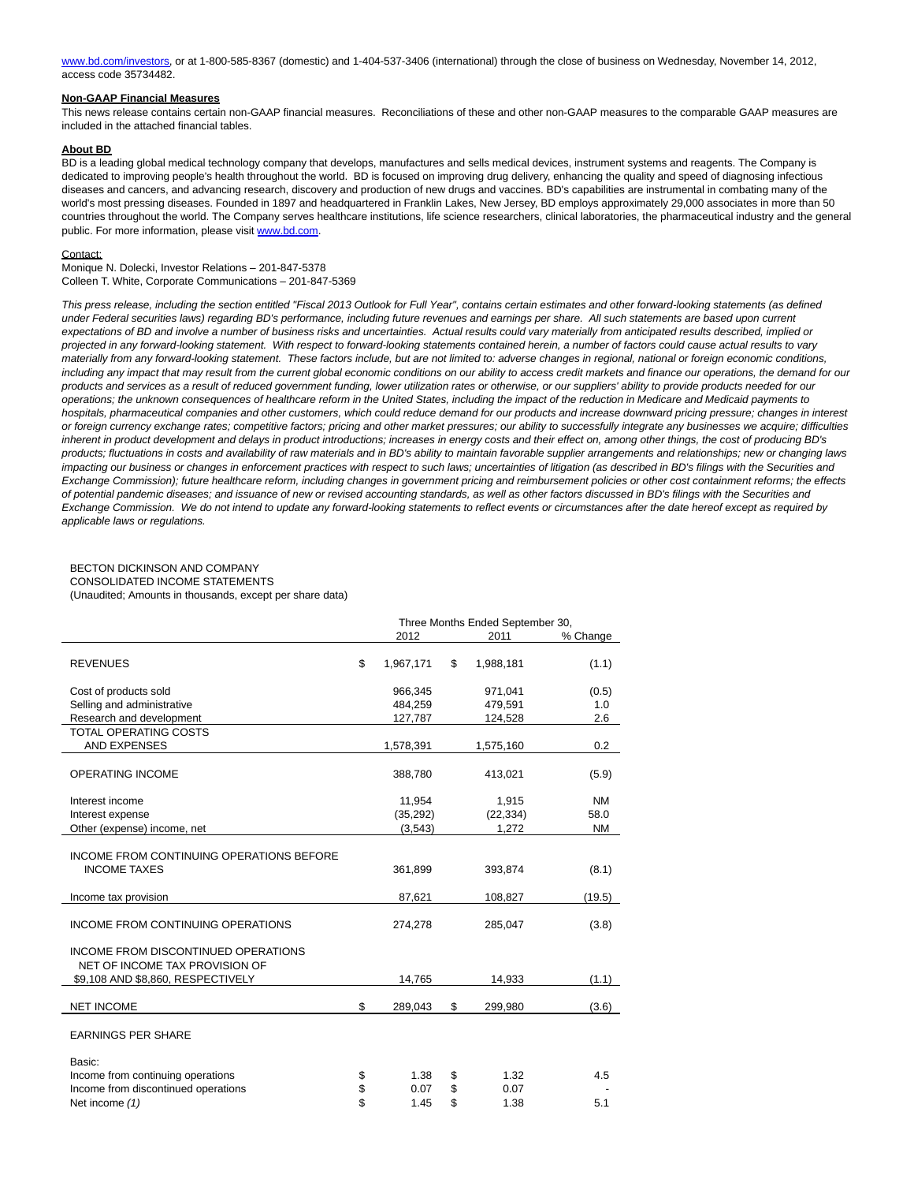www.bd.com/investors, or at 1-800-585-8367 (domestic) and 1-404-537-3406 (international) through the close of business on Wednesday, November 14, 2012, access code 35734482.

**Non-GAAP Financial Measures**

This news release contains certain non-GAAP financial measures. Reconciliations of these and other non-GAAP measures to the comparable GAAP measures are included in the attached financial tables.

**About BD**

BD is a leading global medical technology company that develops, manufactures and sells medical devices, instrument systems and reagents. The Company is dedicated to improving people's health throughout the world. BD is focused on improving drug delivery, enhancing the quality and speed of diagnosing infectious diseases and cancers, and advancing research, discovery and production of new drugs and vaccines. BD's capabilities are instrumental in combating many of the world's most pressing diseases. Founded in 1897 and headquartered in Franklin Lakes, New Jersey, BD employs approximately 29,000 associates in more than 50 countries throughout the world. The Company serves healthcare institutions, life science researchers, clinical laboratories, the pharmaceutical industry and the general public. For more information, please visit www.bd.com.

Contact:

Monique N. Dolecki, Investor Relations – 201-847-5378
Colleen T. White, Corporate Communications – 201-847-5369

*This press release, including the section entitled "Fiscal 2013 Outlook for Full Year", contains certain estimates and other forward-looking statements (as defined under Federal securities laws) regarding BD's performance, including future revenues and earnings per share. All such statements are based upon current expectations of BD and involve a number of business risks and uncertainties. Actual results could vary materially from anticipated results described, implied or projected in any forward-looking statement. With respect to forward-looking statements contained herein, a number of factors could cause actual results to vary materially from any forward-looking statement. These factors include, but are not limited to: adverse changes in regional, national or foreign economic conditions, including any impact that may result from the current global economic conditions on our ability to access credit markets and finance our operations, the demand for our products and services as a result of reduced government funding, lower utilization rates or otherwise, or our suppliers' ability to provide products needed for our operations; the unknown consequences of healthcare reform in the United States, including the impact of the reduction in Medicare and Medicaid payments to hospitals, pharmaceutical companies and other customers, which could reduce demand for our products and increase downward pricing pressure; changes in interest or foreign currency exchange rates; competitive factors; pricing and other market pressures; our ability to successfully integrate any businesses we acquire; difficulties inherent in product development and delays in product introductions; increases in energy costs and their effect on, among other things, the cost of producing BD's products; fluctuations in costs and availability of raw materials and in BD's ability to maintain favorable supplier arrangements and relationships; new or changing laws impacting our business or changes in enforcement practices with respect to such laws; uncertainties of litigation (as described in BD's filings with the Securities and Exchange Commission); future healthcare reform, including changes in government pricing and reimbursement policies or other cost containment reforms; the effects of potential pandemic diseases; and issuance of new or revised accounting standards, as well as other factors discussed in BD's filings with the Securities and Exchange Commission. We do not intend to update any forward-looking statements to reflect events or circumstances after the date hereof except as required by applicable laws or regulations.*

BECTON DICKINSON AND COMPANY
CONSOLIDATED INCOME STATEMENTS
(Unaudited; Amounts in thousands, except per share data)

| | Three Months Ended September 30, | | |
|---|---|---|---|
| | 2012 | 2011 | % Change |
| REVENUES | $ 1,967,171 | $ 1,988,181 | (1.1) |
| Cost of products sold | 966,345 | 971,041 | (0.5) |
| Selling and administrative | 484,259 | 479,591 | 1.0 |
| Research and development | 127,787 | 124,528 | 2.6 |
| TOTAL OPERATING COSTS AND EXPENSES | 1,578,391 | 1,575,160 | 0.2 |
| OPERATING INCOME | 388,780 | 413,021 | (5.9) |
| Interest income | 11,954 | 1,915 | NM |
| Interest expense | (35,292) | (22,334) | 58.0 |
| Other (expense) income, net | (3,543) | 1,272 | NM |
| INCOME FROM CONTINUING OPERATIONS BEFORE INCOME TAXES | 361,899 | 393,874 | (8.1) |
| Income tax provision | 87,621 | 108,827 | (19.5) |
| INCOME FROM CONTINUING OPERATIONS | 274,278 | 285,047 | (3.8) |
| INCOME FROM DISCONTINUED OPERATIONS NET OF INCOME TAX PROVISION OF $9,108 AND $8,860, RESPECTIVELY | 14,765 | 14,933 | (1.1) |
| NET INCOME | $ 289,043 | $ 299,980 | (3.6) |
| EARNINGS PER SHARE | | | |
| Basic: | | | |
| Income from continuing operations | $ 1.38 | $ 1.32 | 4.5 |
| Income from discontinued operations | $ 0.07 | $ 0.07 | - |
| Net income *(1)* | $ 1.45 | $ 1.38 | 5.1 |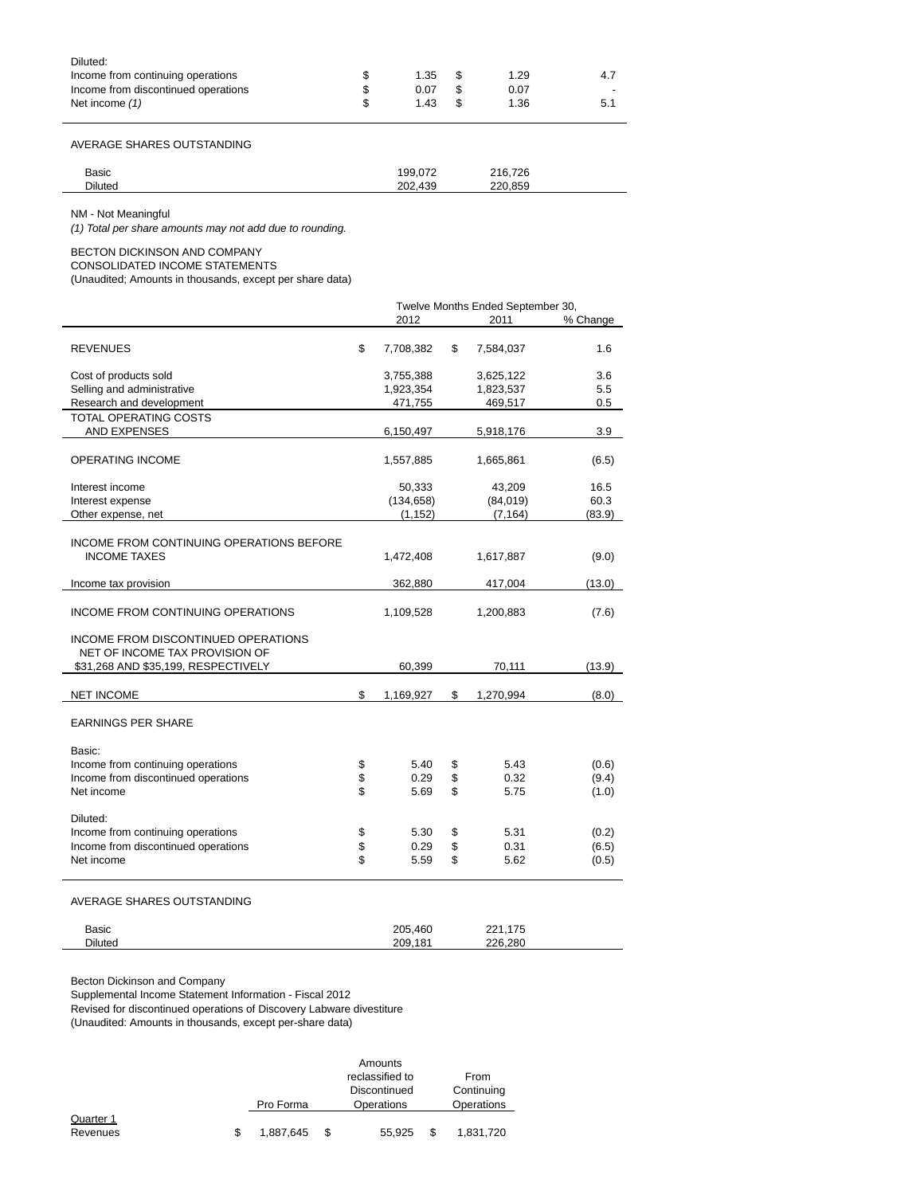| | | | |
|---|---|---|---|
| Diluted: | | | |
| Income from continuing operations | $ 1.35 | $ 1.29 | 4.7 |
| Income from discontinued operations | $ 0.07 | $ 0.07 | - |
| Net income *(1)* | $ 1.43 | $ 1.36 | 5.1 |

AVERAGE SHARES OUTSTANDING

| | | |
|---|---|---|
| Basic | 199,072 | 216,726 |
| Diluted | 202,439 | 220,859 |

NM - Not Meaningful

*(1) Total per share amounts may not add due to rounding.*

BECTON DICKINSON AND COMPANY
CONSOLIDATED INCOME STATEMENTS
(Unaudited; Amounts in thousands, except per share data)

| | Twelve Months Ended September 30, | | |
|---|---|---|---|
| | 2012 | 2011 | % Change |
| REVENUES | $ 7,708,382 | $ 7,584,037 | 1.6 |
| Cost of products sold | 3,755,388 | 3,625,122 | 3.6 |
| Selling and administrative | 1,923,354 | 1,823,537 | 5.5 |
| Research and development | 471,755 | 469,517 | 0.5 |
| TOTAL OPERATING COSTS AND EXPENSES | 6,150,497 | 5,918,176 | 3.9 |
| OPERATING INCOME | 1,557,885 | 1,665,861 | (6.5) |
| Interest income | 50,333 | 43,209 | 16.5 |
| Interest expense | (134,658) | (84,019) | 60.3 |
| Other expense, net | (1,152) | (7,164) | (83.9) |
| INCOME FROM CONTINUING OPERATIONS BEFORE INCOME TAXES | 1,472,408 | 1,617,887 | (9.0) |
| Income tax provision | 362,880 | 417,004 | (13.0) |
| INCOME FROM CONTINUING OPERATIONS | 1,109,528 | 1,200,883 | (7.6) |
| INCOME FROM DISCONTINUED OPERATIONS NET OF INCOME TAX PROVISION OF $31,268 AND $35,199, RESPECTIVELY | 60,399 | 70,111 | (13.9) |
| NET INCOME | $ 1,169,927 | $ 1,270,994 | (8.0) |
| EARNINGS PER SHARE | | | |
| Basic: | | | |
| Income from continuing operations | $ 5.40 | $ 5.43 | (0.6) |
| Income from discontinued operations | $ 0.29 | $ 0.32 | (9.4) |
| Net income | $ 5.69 | $ 5.75 | (1.0) |
| Diluted: | | | |
| Income from continuing operations | $ 5.30 | $ 5.31 | (0.2) |
| Income from discontinued operations | $ 0.29 | $ 0.31 | (6.5) |
| Net income | $ 5.59 | $ 5.62 | (0.5) |

AVERAGE SHARES OUTSTANDING

| | | |
|---|---|---|
| Basic | 205,460 | 221,175 |
| Diluted | 209,181 | 226,280 |

Becton Dickinson and Company
Supplemental Income Statement Information - Fiscal 2012
Revised for discontinued operations of Discovery Labware divestiture
(Unaudited: Amounts in thousands, except per-share data)

| | Pro Forma | Amounts reclassified to Discontinued Operations | From Continuing Operations |
|---|---|---|---|
| Quarter 1 | | | |
| Revenues | $ 1,887,645 | $ 55,925 | $ 1,831,720 |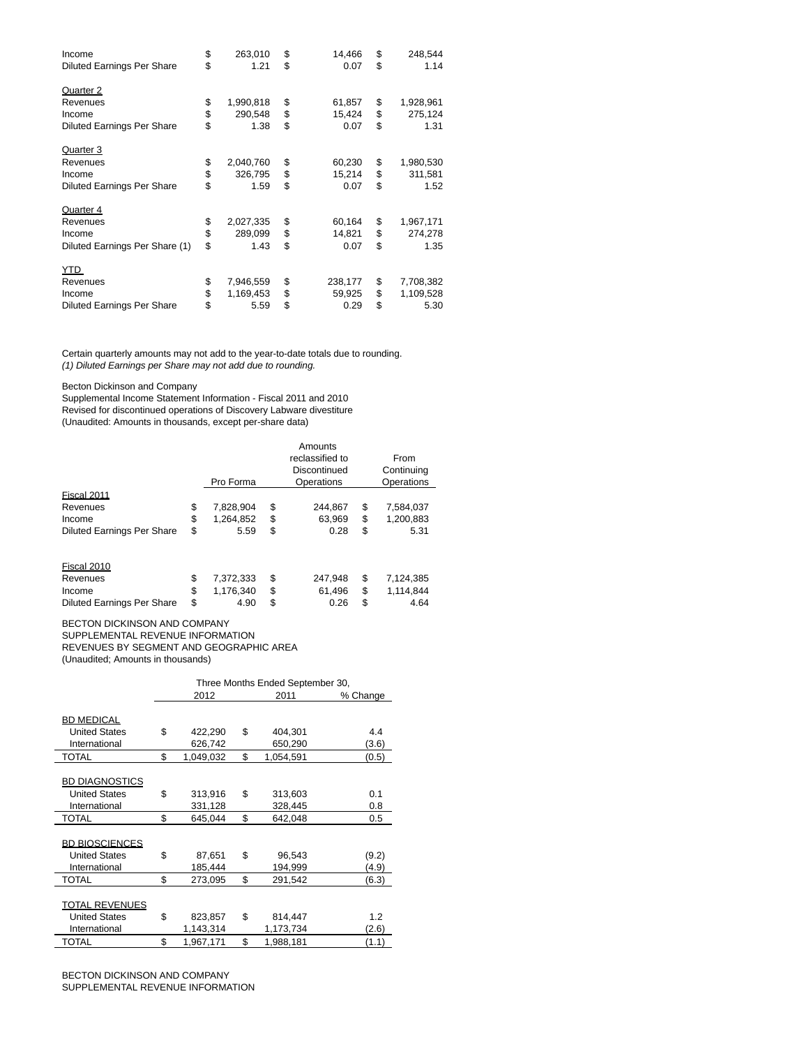| | | | |
|---|---|---|---|
| Income | $ 263,010 | $ 14,466 | $ 248,544 |
| Diluted Earnings Per Share | $ 1.21 | $ 0.07 | $ 1.14 |
| | | | |
| Quarter 2 | | | |
| Revenues | $ 1,990,818 | $ 61,857 | $ 1,928,961 |
| Income | $ 290,548 | $ 15,424 | $ 275,124 |
| Diluted Earnings Per Share | $ 1.38 | $ 0.07 | $ 1.31 |
| | | | |
| Quarter 3 | | | |
| Revenues | $ 2,040,760 | $ 60,230 | $ 1,980,530 |
| Income | $ 326,795 | $ 15,214 | $ 311,581 |
| Diluted Earnings Per Share | $ 1.59 | $ 0.07 | $ 1.52 |
| | | | |
| Quarter 4 | | | |
| Revenues | $ 2,027,335 | $ 60,164 | $ 1,967,171 |
| Income | $ 289,099 | $ 14,821 | $ 274,278 |
| Diluted Earnings Per Share (1) | $ 1.43 | $ 0.07 | $ 1.35 |
| | | | |
| YTD | | | |
| Revenues | $ 7,946,559 | $ 238,177 | $ 7,708,382 |
| Income | $ 1,169,453 | $ 59,925 | $ 1,109,528 |
| Diluted Earnings Per Share | $ 5.59 | $ 0.29 | $ 5.30 |

Certain quarterly amounts may not add to the year-to-date totals due to rounding.
*(1) Diluted Earnings per Share may not add due to rounding.*

Becton Dickinson and Company
Supplemental Income Statement Information - Fiscal 2011 and 2010
Revised for discontinued operations of Discovery Labware divestiture
(Unaudited: Amounts in thousands, except per-share data)

| | Pro Forma | Amounts reclassified to Discontinued Operations | From Continuing Operations |
|---|---|---|---|
| Fiscal 2011 | | | |
| Revenues | $ 7,828,904 | $ 244,867 | $ 7,584,037 |
| Income | $ 1,264,852 | $ 63,969 | $ 1,200,883 |
| Diluted Earnings Per Share | $ 5.59 | $ 0.28 | $ 5.31 |
| | | | |
| Fiscal 2010 | | | |
| Revenues | $ 7,372,333 | $ 247,948 | $ 7,124,385 |
| Income | $ 1,176,340 | $ 61,496 | $ 1,114,844 |
| Diluted Earnings Per Share | $ 4.90 | $ 0.26 | $ 4.64 |

BECTON DICKINSON AND COMPANY
SUPPLEMENTAL REVENUE INFORMATION
REVENUES BY SEGMENT AND GEOGRAPHIC AREA
(Unaudited; Amounts in thousands)

| | Three Months Ended September 30, | | |
|---|---|---|---|
| | 2012 | 2011 | % Change |
| BD MEDICAL | | | |
| United States | $ 422,290 | $ 404,301 | 4.4 |
| International | 626,742 | 650,290 | (3.6) |
| TOTAL | $ 1,049,032 | $ 1,054,591 | (0.5) |
| | | | |
| BD DIAGNOSTICS | | | |
| United States | $ 313,916 | $ 313,603 | 0.1 |
| International | 331,128 | 328,445 | 0.8 |
| TOTAL | $ 645,044 | $ 642,048 | 0.5 |
| | | | |
| BD BIOSCIENCES | | | |
| United States | $ 87,651 | $ 96,543 | (9.2) |
| International | 185,444 | 194,999 | (4.9) |
| TOTAL | $ 273,095 | $ 291,542 | (6.3) |
| | | | |
| TOTAL REVENUES | | | |
| United States | $ 823,857 | $ 814,447 | 1.2 |
| International | 1,143,314 | 1,173,734 | (2.6) |
| TOTAL | $ 1,967,171 | $ 1,988,181 | (1.1) |

BECTON DICKINSON AND COMPANY
SUPPLEMENTAL REVENUE INFORMATION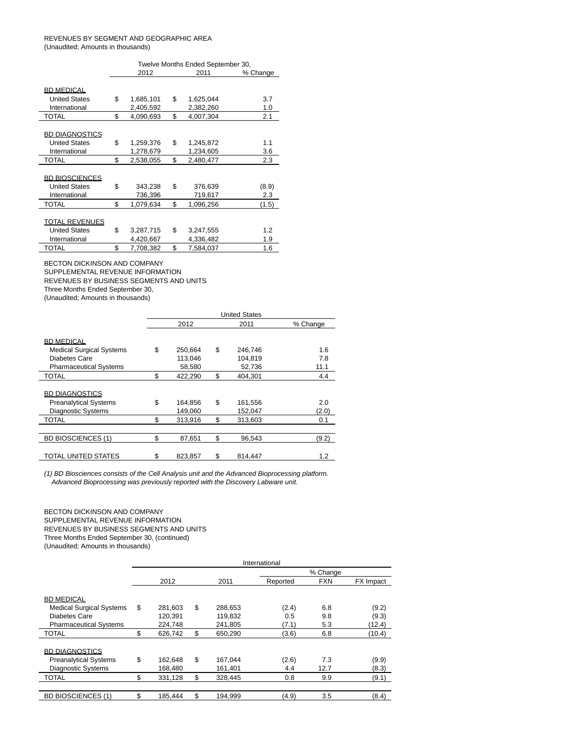REVENUES BY SEGMENT AND GEOGRAPHIC AREA
(Unaudited; Amounts in thousands)

| | Twelve Months Ended September 30, | | |
|---|---|---|---|
| | 2012 | 2011 | % Change |
| BD MEDICAL | | | |
| United States | $ 1,685,101 | $ 1,625,044 | 3.7 |
| International | 2,405,592 | 2,382,260 | 1.0 |
| TOTAL | $ 4,090,693 | $ 4,007,304 | 2.1 |
| BD DIAGNOSTICS | | | |
| United States | $ 1,259,376 | $ 1,245,872 | 1.1 |
| International | 1,278,679 | 1,234,605 | 3.6 |
| TOTAL | $ 2,538,055 | $ 2,480,477 | 2.3 |
| BD BIOSCIENCES | | | |
| United States | $ 343,238 | $ 376,639 | (8.9) |
| International | 736,396 | 719,617 | 2.3 |
| TOTAL | $ 1,079,634 | $ 1,096,256 | (1.5) |
| TOTAL REVENUES | | | |
| United States | $ 3,287,715 | $ 3,247,555 | 1.2 |
| International | 4,420,667 | 4,336,482 | 1.9 |
| TOTAL | $ 7,708,382 | $ 7,584,037 | 1.6 |

BECTON DICKINSON AND COMPANY
SUPPLEMENTAL REVENUE INFORMATION
REVENUES BY BUSINESS SEGMENTS AND UNITS
Three Months Ended September 30,
(Unaudited; Amounts in thousands)

| | United States | | |
|---|---|---|---|
| | 2012 | 2011 | % Change |
| BD MEDICAL | | | |
| Medical Surgical Systems | $ 250,664 | $ 246,746 | 1.6 |
| Diabetes Care | 113,046 | 104,819 | 7.8 |
| Pharmaceutical Systems | 58,580 | 52,736 | 11.1 |
| TOTAL | $ 422,290 | $ 404,301 | 4.4 |
| BD DIAGNOSTICS | | | |
| Preanalytical Systems | $ 164,856 | $ 161,556 | 2.0 |
| Diagnostic Systems | 149,060 | 152,047 | (2.0) |
| TOTAL | $ 313,916 | $ 313,603 | 0.1 |
| BD BIOSCIENCES (1) | $ 87,651 | $ 96,543 | (9.2) |
| TOTAL UNITED STATES | $ 823,857 | $ 814,447 | 1.2 |

*(1) BD Biosciences consists of the Cell Analysis unit and the Advanced Bioprocessing platform. Advanced Bioprocessing was previously reported with the Discovery Labware unit.*

BECTON DICKINSON AND COMPANY
SUPPLEMENTAL REVENUE INFORMATION
REVENUES BY BUSINESS SEGMENTS AND UNITS
Three Months Ended September 30, (continued)
(Unaudited; Amounts in thousands)

| | International | | | | |
|---|---|---|---|---|---|
| | | | % Change | | |
| | 2012 | 2011 | Reported | FXN | FX Impact |
| BD MEDICAL | | | | | |
| Medical Surgical Systems | $ 281,603 | $ 288,653 | (2.4) | 6.8 | (9.2) |
| Diabetes Care | 120,391 | 119,832 | 0.5 | 9.8 | (9.3) |
| Pharmaceutical Systems | 224,748 | 241,805 | (7.1) | 5.3 | (12.4) |
| TOTAL | $ 626,742 | $ 650,290 | (3.6) | 6.8 | (10.4) |
| BD DIAGNOSTICS | | | | | |
| Preanalytical Systems | $ 162,648 | $ 167,044 | (2.6) | 7.3 | (9.9) |
| Diagnostic Systems | 168,480 | 161,401 | 4.4 | 12.7 | (8.3) |
| TOTAL | $ 331,128 | $ 328,445 | 0.8 | 9.9 | (9.1) |
| BD BIOSCIENCES (1) | $ 185,444 | $ 194,999 | (4.9) | 3.5 | (8.4) |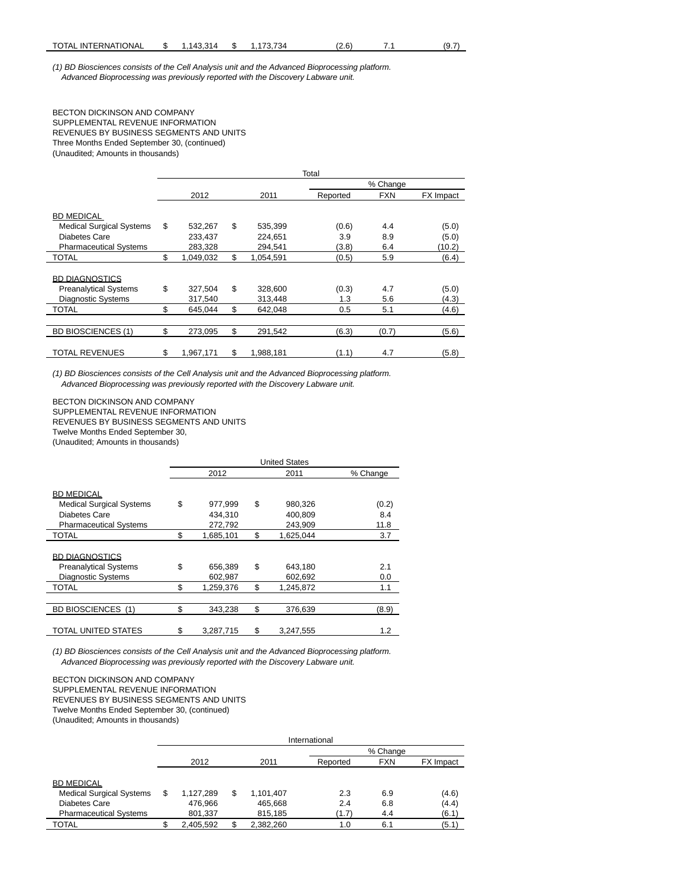| | | | | | | | |
|---|---|---|---|---|---|---|---|
| TOTAL INTERNATIONAL | $ | 1,143,314 | $ | 1,173,734 | (2.6) | 7.1 | (9.7) |

*(1) BD Biosciences consists of the Cell Analysis unit and the Advanced Bioprocessing platform. Advanced Bioprocessing was previously reported with the Discovery Labware unit.*

BECTON DICKINSON AND COMPANY
SUPPLEMENTAL REVENUE INFORMATION
REVENUES BY BUSINESS SEGMENTS AND UNITS
Three Months Ended September 30, (continued)
(Unaudited; Amounts in thousands)

| | Total | | | | | | |
|---|---|---|---|---|---|---|---|
| | | | | | % Change | | |
| | | 2012 | | 2011 | Reported | FXN | FX Impact |
| BD MEDICAL | | | | | | | |
| Medical Surgical Systems | $ | 532,267 | $ | 535,399 | (0.6) | 4.4 | (5.0) |
| Diabetes Care | | 233,437 | | 224,651 | 3.9 | 8.9 | (5.0) |
| Pharmaceutical Systems | | 283,328 | | 294,541 | (3.8) | 6.4 | (10.2) |
| TOTAL | $ | 1,049,032 | $ | 1,054,591 | (0.5) | 5.9 | (6.4) |
| BD DIAGNOSTICS | | | | | | | |
| Preanalytical Systems | $ | 327,504 | $ | 328,600 | (0.3) | 4.7 | (5.0) |
| Diagnostic Systems | | 317,540 | | 313,448 | 1.3 | 5.6 | (4.3) |
| TOTAL | $ | 645,044 | $ | 642,048 | 0.5 | 5.1 | (4.6) |
| BD BIOSCIENCES (1) | $ | 273,095 | $ | 291,542 | (6.3) | (0.7) | (5.6) |
| TOTAL REVENUES | $ | 1,967,171 | $ | 1,988,181 | (1.1) | 4.7 | (5.8) |

*(1) BD Biosciences consists of the Cell Analysis unit and the Advanced Bioprocessing platform. Advanced Bioprocessing was previously reported with the Discovery Labware unit.*

BECTON DICKINSON AND COMPANY
SUPPLEMENTAL REVENUE INFORMATION
REVENUES BY BUSINESS SEGMENTS AND UNITS
Twelve Months Ended September 30,
(Unaudited; Amounts in thousands)

| | United States | | | | |
|---|---|---|---|---|---|
| | | 2012 | | 2011 | % Change |
| BD MEDICAL | | | | | |
| Medical Surgical Systems | $ | 977,999 | $ | 980,326 | (0.2) |
| Diabetes Care | | 434,310 | | 400,809 | 8.4 |
| Pharmaceutical Systems | | 272,792 | | 243,909 | 11.8 |
| TOTAL | $ | 1,685,101 | $ | 1,625,044 | 3.7 |
| BD DIAGNOSTICS | | | | | |
| Preanalytical Systems | $ | 656,389 | $ | 643,180 | 2.1 |
| Diagnostic Systems | | 602,987 | | 602,692 | 0.0 |
| TOTAL | $ | 1,259,376 | $ | 1,245,872 | 1.1 |
| BD BIOSCIENCES (1) | $ | 343,238 | $ | 376,639 | (8.9) |
| TOTAL UNITED STATES | $ | 3,287,715 | $ | 3,247,555 | 1.2 |

*(1) BD Biosciences consists of the Cell Analysis unit and the Advanced Bioprocessing platform. Advanced Bioprocessing was previously reported with the Discovery Labware unit.*

BECTON DICKINSON AND COMPANY
SUPPLEMENTAL REVENUE INFORMATION
REVENUES BY BUSINESS SEGMENTS AND UNITS
Twelve Months Ended September 30, (continued)
(Unaudited; Amounts in thousands)

| | International | | | | | | |
|---|---|---|---|---|---|---|---|
| | | | | | % Change | | |
| | | 2012 | | 2011 | Reported | FXN | FX Impact |
| BD MEDICAL | | | | | | | |
| Medical Surgical Systems | $ | 1,127,289 | $ | 1,101,407 | 2.3 | 6.9 | (4.6) |
| Diabetes Care | | 476,966 | | 465,668 | 2.4 | 6.8 | (4.4) |
| Pharmaceutical Systems | | 801,337 | | 815,185 | (1.7) | 4.4 | (6.1) |
| TOTAL | $ | 2,405,592 | $ | 2,382,260 | 1.0 | 6.1 | (5.1) |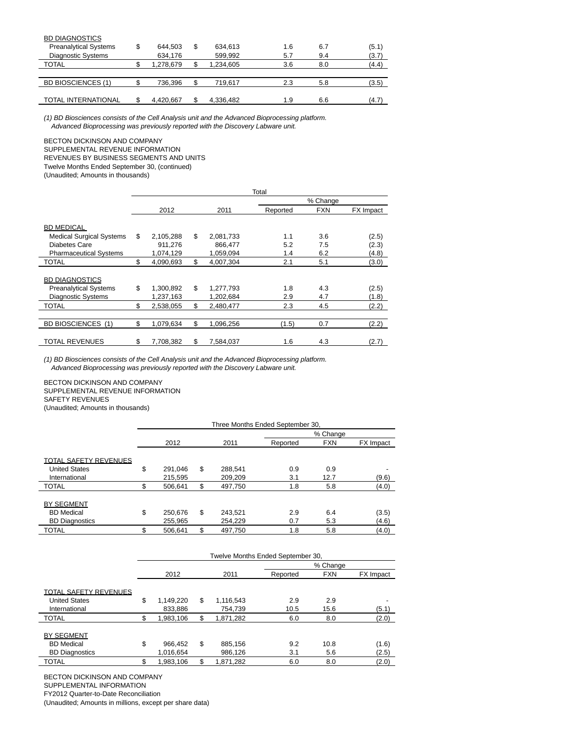| | 2012 | | 2011 | Reported | FXN | FX Impact |
|---|---|---|---|---|---|---|
| BD DIAGNOSTICS | | | | | | |
| Preanalytical Systems | $ 644,503 | $ | 634,613 | 1.6 | 6.7 | (5.1) |
| Diagnostic Systems | 634,176 | | 599,992 | 5.7 | 9.4 | (3.7) |
| TOTAL | $ 1,278,679 | $ | 1,234,605 | 3.6 | 8.0 | (4.4) |
| BD BIOSCIENCES (1) | $ 736,396 | $ | 719,617 | 2.3 | 5.8 | (3.5) |
| TOTAL INTERNATIONAL | $ 4,420,667 | $ | 4,336,482 | 1.9 | 6.6 | (4.7) |

*(1) BD Biosciences consists of the Cell Analysis unit and the Advanced Bioprocessing platform. Advanced Bioprocessing was previously reported with the Discovery Labware unit.*

BECTON DICKINSON AND COMPANY
SUPPLEMENTAL REVENUE INFORMATION
REVENUES BY BUSINESS SEGMENTS AND UNITS
Twelve Months Ended September 30, (continued)
(Unaudited; Amounts in thousands)

| | Total | | | | |
|---|---|---|---|---|---|
| | | | % Change | | |
| | 2012 | 2011 | Reported | FXN | FX Impact |
| BD MEDICAL | | | | | |
| Medical Surgical Systems | $ 2,105,288 | $ 2,081,733 | 1.1 | 3.6 | (2.5) |
| Diabetes Care | 911,276 | 866,477 | 5.2 | 7.5 | (2.3) |
| Pharmaceutical Systems | 1,074,129 | 1,059,094 | 1.4 | 6.2 | (4.8) |
| TOTAL | $ 4,090,693 | $ 4,007,304 | 2.1 | 5.1 | (3.0) |
| BD DIAGNOSTICS | | | | | |
| Preanalytical Systems | $ 1,300,892 | $ 1,277,793 | 1.8 | 4.3 | (2.5) |
| Diagnostic Systems | 1,237,163 | 1,202,684 | 2.9 | 4.7 | (1.8) |
| TOTAL | $ 2,538,055 | $ 2,480,477 | 2.3 | 4.5 | (2.2) |
| BD BIOSCIENCES (1) | $ 1,079,634 | $ 1,096,256 | (1.5) | 0.7 | (2.2) |
| TOTAL REVENUES | $ 7,708,382 | $ 7,584,037 | 1.6 | 4.3 | (2.7) |

*(1) BD Biosciences consists of the Cell Analysis unit and the Advanced Bioprocessing platform. Advanced Bioprocessing was previously reported with the Discovery Labware unit.*

BECTON DICKINSON AND COMPANY
SUPPLEMENTAL REVENUE INFORMATION
SAFETY REVENUES
(Unaudited; Amounts in thousands)

| | Three Months Ended September 30, | | | | |
|---|---|---|---|---|---|
| | | | % Change | | |
| | 2012 | 2011 | Reported | FXN | FX Impact |
| TOTAL SAFETY REVENUES | | | | | |
| United States | $ 291,046 | $ 288,541 | 0.9 | 0.9 | - |
| International | 215,595 | 209,209 | 3.1 | 12.7 | (9.6) |
| TOTAL | $ 506,641 | $ 497,750 | 1.8 | 5.8 | (4.0) |
| BY SEGMENT | | | | | |
| BD Medical | $ 250,676 | $ 243,521 | 2.9 | 6.4 | (3.5) |
| BD Diagnostics | 255,965 | 254,229 | 0.7 | 5.3 | (4.6) |
| TOTAL | $ 506,641 | $ 497,750 | 1.8 | 5.8 | (4.0) |

| | Twelve Months Ended September 30, | | | | |
|---|---|---|---|---|---|
| | | | % Change | | |
| | 2012 | 2011 | Reported | FXN | FX Impact |
| TOTAL SAFETY REVENUES | | | | | |
| United States | $ 1,149,220 | $ 1,116,543 | 2.9 | 2.9 | - |
| International | 833,886 | 754,739 | 10.5 | 15.6 | (5.1) |
| TOTAL | $ 1,983,106 | $ 1,871,282 | 6.0 | 8.0 | (2.0) |
| BY SEGMENT | | | | | |
| BD Medical | $ 966,452 | $ 885,156 | 9.2 | 10.8 | (1.6) |
| BD Diagnostics | 1,016,654 | 986,126 | 3.1 | 5.6 | (2.5) |
| TOTAL | $ 1,983,106 | $ 1,871,282 | 6.0 | 8.0 | (2.0) |

BECTON DICKINSON AND COMPANY
SUPPLEMENTAL INFORMATION
FY2012 Quarter-to-Date Reconciliation
(Unaudited; Amounts in millions, except per share data)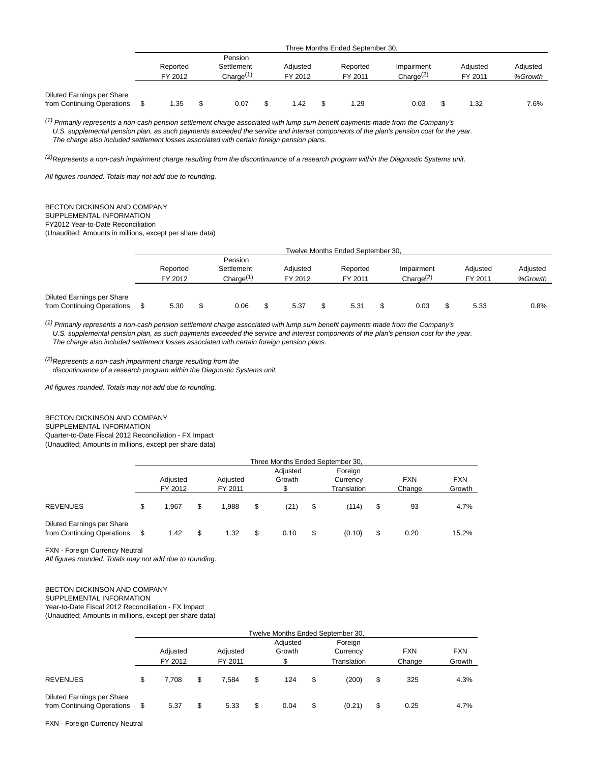| | Three Months Ended September 30, | | | | | | |
|---|---|---|---|---|---|---|---|
| | Reported FY 2012 | Pension Settlement Charge[1] | Adjusted FY 2012 | Reported FY 2011 | Impairment Charge[2] | Adjusted FY 2011 | Adjusted *%Growth* |
| Diluted Earnings per Share from Continuing Operations | $ 1.35 | $ 0.07 | $ 1.42 | $ 1.29 | 0.03 | $ 1.32 | 7.6% |

*[1] Primarily represents a non-cash pension settlement charge associated with lump sum benefit payments made from the Company's U.S. supplemental pension plan, as such payments exceeded the service and interest components of the plan's pension cost for the year. The charge also included settlement losses associated with certain foreign pension plans.*

*[2] Represents a non-cash impairment charge resulting from the discontinuance of a research program within the Diagnostic Systems unit.*

*All figures rounded. Totals may not add due to rounding.*

BECTON DICKINSON AND COMPANY
SUPPLEMENTAL INFORMATION
FY2012 Year-to-Date Reconciliation
(Unaudited; Amounts in millions, except per share data)

| | Twelve Months Ended September 30, | | | | | | |
|---|---|---|---|---|---|---|---|
| | Reported FY 2012 | Pension Settlement Charge[1] | Adjusted FY 2012 | Reported FY 2011 | Impairment Charge[2] | Adjusted FY 2011 | Adjusted *%Growth* |
| Diluted Earnings per Share from Continuing Operations | $ 5.30 | $ 0.06 | $ 5.37 | $ 5.31 | $ 0.03 | $ 5.33 | 0.8% |

*[1] Primarily represents a non-cash pension settlement charge associated with lump sum benefit payments made from the Company's U.S. supplemental pension plan, as such payments exceeded the service and interest components of the plan's pension cost for the year. The charge also included settlement losses associated with certain foreign pension plans.*

*[2] Represents a non-cash impairment charge resulting from the discontinuance of a research program within the Diagnostic Systems unit.*

*All figures rounded. Totals may not add due to rounding.*

BECTON DICKINSON AND COMPANY
SUPPLEMENTAL INFORMATION
Quarter-to-Date Fiscal 2012 Reconciliation - FX Impact
(Unaudited; Amounts in millions, except per share data)

| | Three Months Ended September 30, | | | | | |
|---|---|---|---|---|---|---|
| | Adjusted FY 2012 | Adjusted FY 2011 | Adjusted Growth $ | Foreign Currency Translation | FXN Change | FXN Growth |
| REVENUES | $ 1,967 | $ 1,988 | $ (21) | $ (114) | $ 93 | 4.7% |
| Diluted Earnings per Share from Continuing Operations | $ 1.42 | $ 1.32 | $ 0.10 | $ (0.10) | $ 0.20 | 15.2% |

FXN - Foreign Currency Neutral
*All figures rounded. Totals may not add due to rounding.*

BECTON DICKINSON AND COMPANY
SUPPLEMENTAL INFORMATION
Year-to-Date Fiscal 2012 Reconciliation - FX Impact
(Unaudited; Amounts in millions, except per share data)

| | Twelve Months Ended September 30, | | | | | |
|---|---|---|---|---|---|---|
| | Adjusted FY 2012 | Adjusted FY 2011 | Adjusted Growth $ | Foreign Currency Translation | FXN Change | FXN Growth |
| REVENUES | $ 7,708 | $ 7,584 | $ 124 | $ (200) | $ 325 | 4.3% |
| Diluted Earnings per Share from Continuing Operations | $ 5.37 | $ 5.33 | $ 0.04 | $ (0.21) | $ 0.25 | 4.7% |

FXN - Foreign Currency Neutral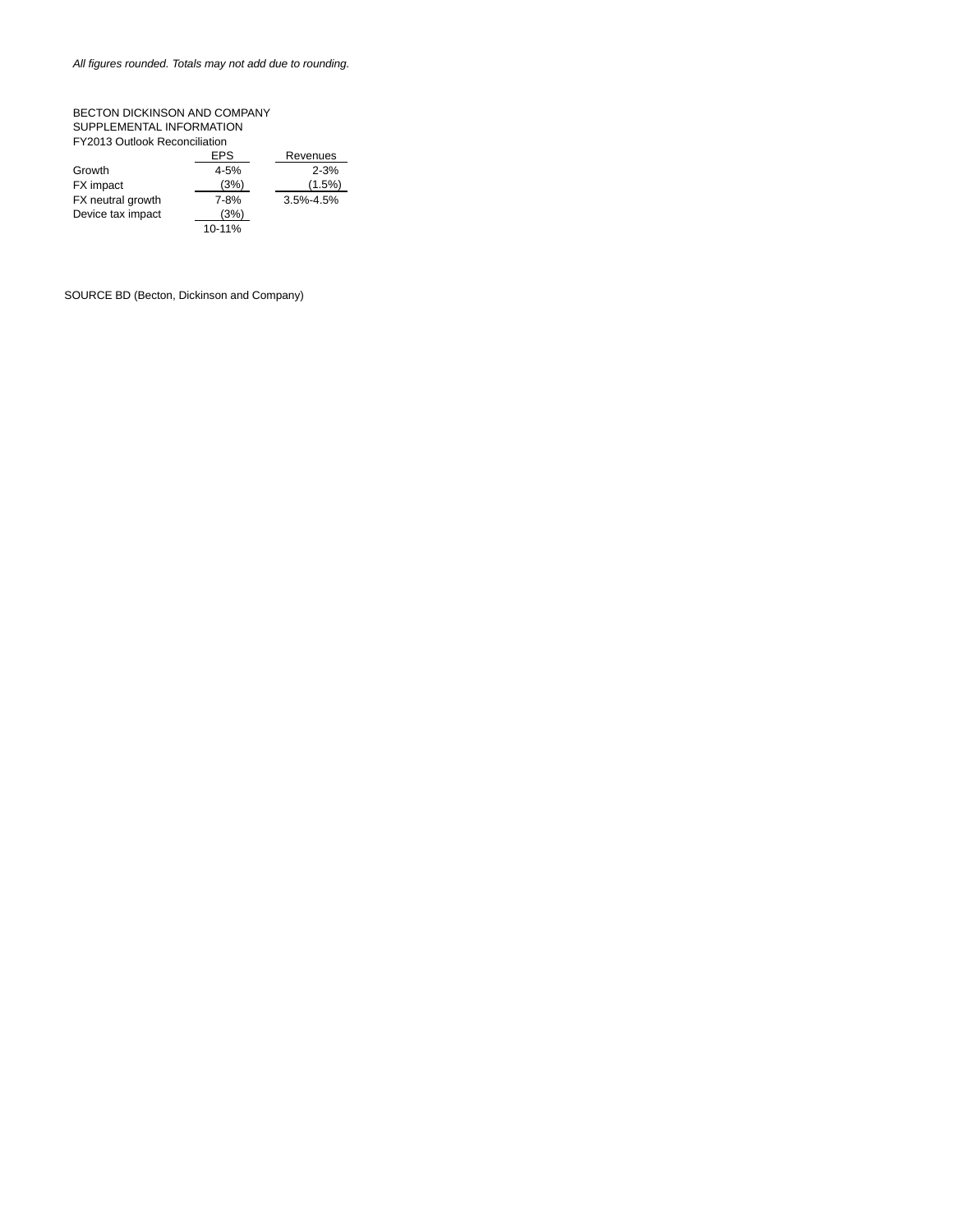*All figures rounded. Totals may not add due to rounding.*

BECTON DICKINSON AND COMPANY
SUPPLEMENTAL INFORMATION
FY2013 Outlook Reconciliation

| | EPS | Revenues |
|---|---|---|
| Growth | 4-5% | 2-3% |
| FX impact | (3%) | (1.5%) |
| FX neutral growth | 7-8% | 3.5%-4.5% |
| Device tax impact | (3%) | |
| | 10-11% | |

SOURCE BD (Becton, Dickinson and Company)